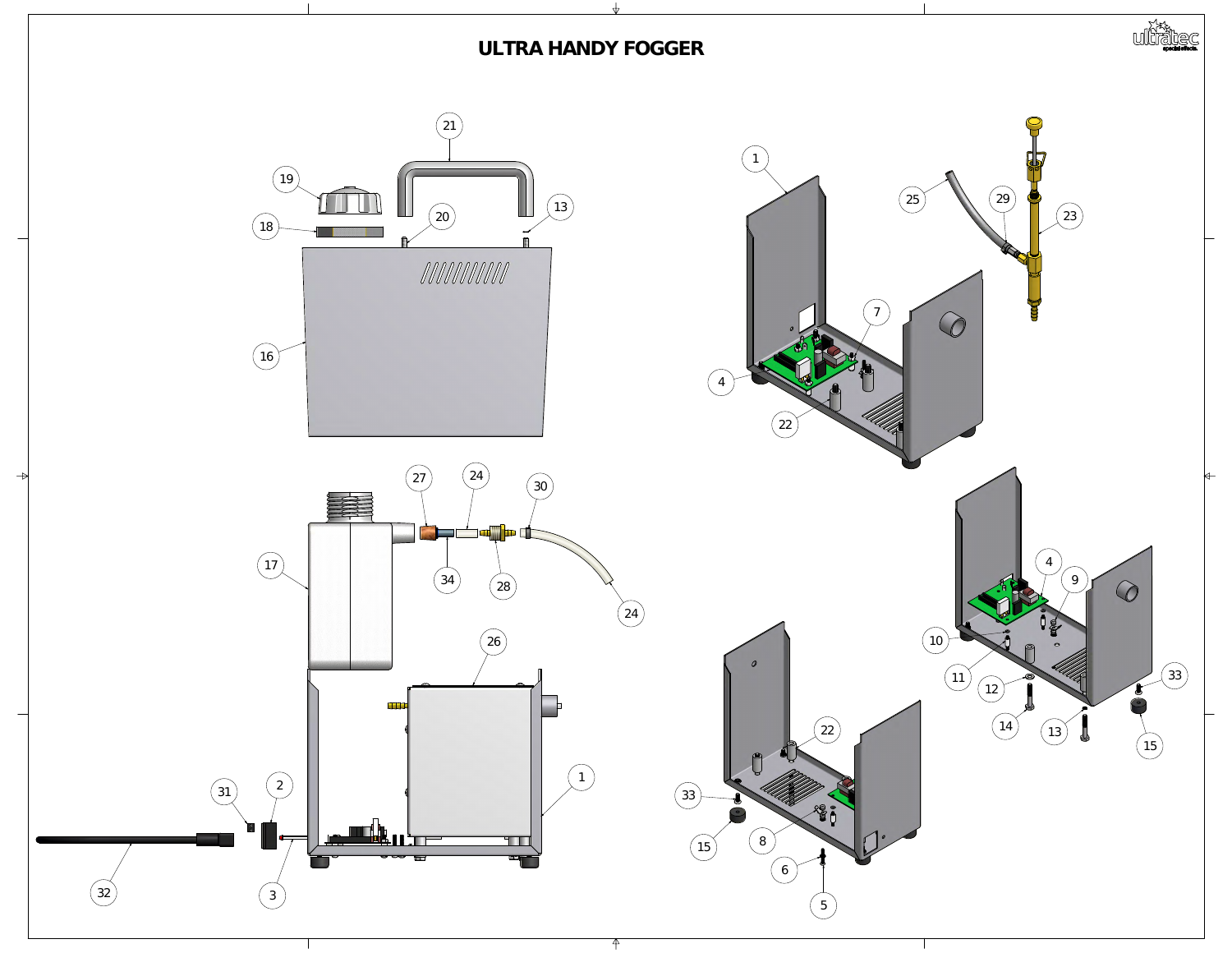# ULTRA HANDY FOGGER

ultratec special effects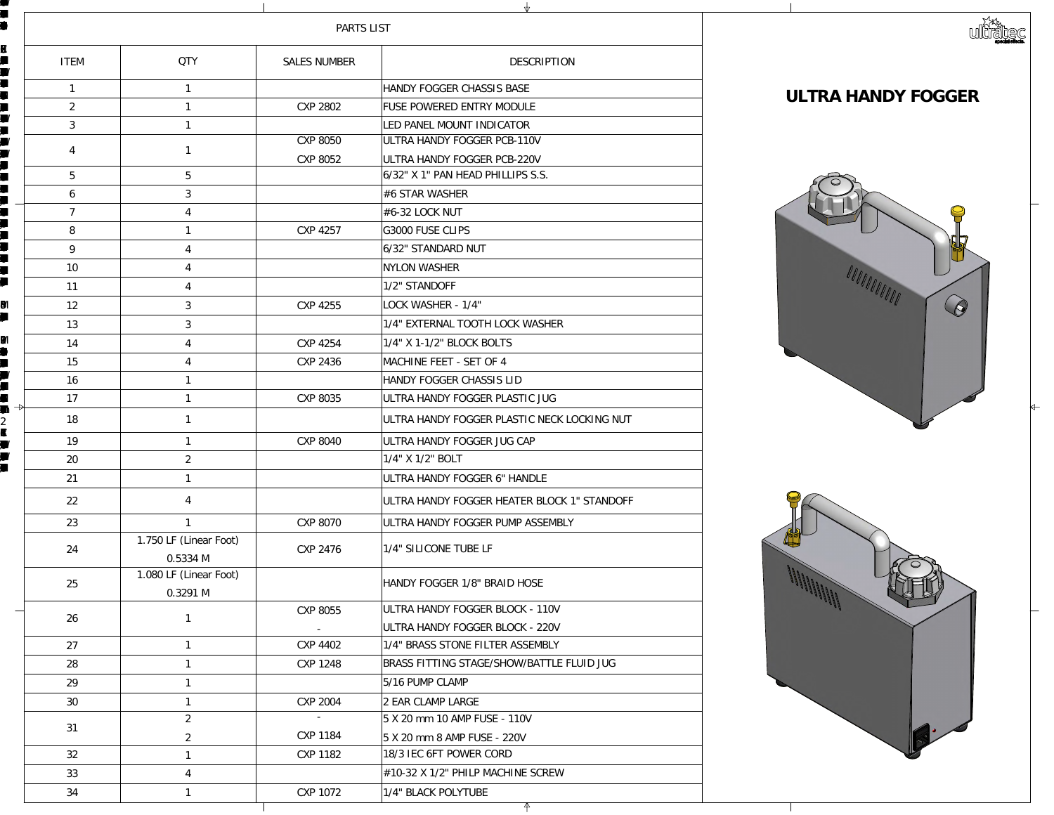# ULTRA HANDY FOGGER

## PARTS LIST

| ITEM | QTY | SALES NUMBER | DESCRIPTION |
|---|---|---|---|
| 1 | 1 | | HANDY FOGGER CHASSIS BASE |
| 2 | 1 | CXP 2802 | FUSE POWERED ENTRY MODULE |
| 3 | 1 | | LED PANEL MOUNT INDICATOR |
| 4 | 1 | CXP 8050<br>CXP 8052 | ULTRA HANDY FOGGER PCB-110V<br>ULTRA HANDY FOGGER PCB-220V |
| 5 | 5 | | 6/32" X 1" PAN HEAD PHILLIPS S.S. |
| 6 | 3 | | #6 STAR WASHER |
| 7 | 4 | | #6-32 LOCK NUT |
| 8 | 1 | CXP 4257 | G3000 FUSE CLIPS |
| 9 | 4 | | 6/32" STANDARD NUT |
| 10 | 4 | | NYLON WASHER |
| 11 | 4 | | 1/2" STANDOFF |
| 12 | 3 | CXP 4255 | LOCK WASHER - 1/4" |
| 13 | 3 | | 1/4" EXTERNAL TOOTH LOCK WASHER |
| 14 | 4 | CXP 4254 | 1/4" X 1-1/2" BLOCK BOLTS |
| 15 | 4 | CXP 2436 | MACHINE FEET - SET OF 4 |
| 16 | 1 | | HANDY FOGGER CHASSIS LID |
| 17 | 1 | CXP 8035 | ULTRA HANDY FOGGER PLASTIC JUG |
| 18 | 1 | | ULTRA HANDY FOGGER PLASTIC NECK LOCKING NUT |
| 19 | 1 | CXP 8040 | ULTRA HANDY FOGGER JUG CAP |
| 20 | 2 | | 1/4" X 1/2" BOLT |
| 21 | 1 | | ULTRA HANDY FOGGER 6" HANDLE |
| 22 | 4 | | ULTRA HANDY FOGGER HEATER BLOCK 1" STANDOFF |
| 23 | 1 | CXP 8070 | ULTRA HANDY FOGGER PUMP ASSEMBLY |
| 24 | 1.750 LF (Linear Foot)<br>0.5334 M | CXP 2476 | 1/4" SILICONE TUBE LF |
| 25 | 1.080 LF (Linear Foot)<br>0.3291 M | | HANDY FOGGER 1/8" BRAID HOSE |
| 26 | 1 | CXP 8055<br>- | ULTRA HANDY FOGGER BLOCK - 110V<br>ULTRA HANDY FOGGER BLOCK - 220V |
| 27 | 1 | CXP 4402 | 1/4" BRASS STONE FILTER ASSEMBLY |
| 28 | 1 | CXP 1248 | BRASS FITTING STAGE/SHOW/BATTLE FLUID JUG |
| 29 | 1 | | 5/16 PUMP CLAMP |
| 30 | 1 | CXP 2004 | 2 EAR CLAMP LARGE |
| 31 | 2<br>2 | -<br>CXP 1184 | 5 X 20 mm 10 AMP FUSE - 110V<br>5 X 20 mm 8 AMP FUSE - 220V |
| 32 | 1 | CXP 1182 | 18/3 IEC 6FT POWER CORD |
| 33 | 4 | | #10-32 X 1/2" PHILP MACHINE SCREW |
| 34 | 1 | CXP 1072 | 1/4" BLACK POLYTUBE |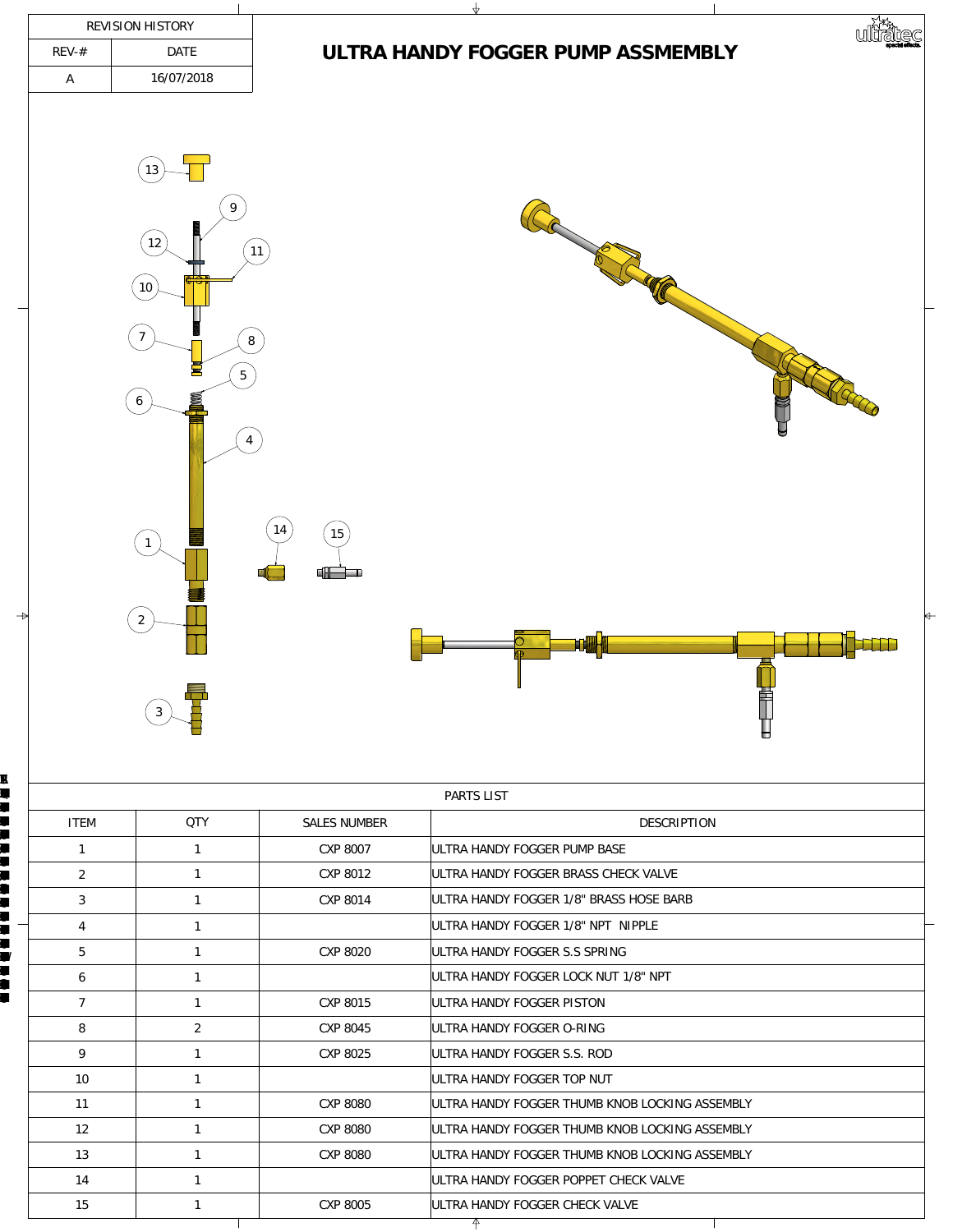| REVISION HISTORY | |
| --- | --- |
| REV-# | DATE |
| A | 16/07/2018 |

# ULTRA HANDY FOGGER PUMP ASSMEMBLY

13
9
12
11
10
7
8
5
6
4
14
15
1
2
3

PARTS LIST

| ITEM | QTY | SALES NUMBER | DESCRIPTION |
| --- | --- | --- | --- |
| 1 | 1 | CXP 8007 | ULTRA HANDY FOGGER PUMP BASE |
| 2 | 1 | CXP 8012 | ULTRA HANDY FOGGER BRASS CHECK VALVE |
| 3 | 1 | CXP 8014 | ULTRA HANDY FOGGER 1/8" BRASS HOSE BARB |
| 4 | 1 | | ULTRA HANDY FOGGER 1/8" NPT NIPPLE |
| 5 | 1 | CXP 8020 | ULTRA HANDY FOGGER S.S SPRING |
| 6 | 1 | | ULTRA HANDY FOGGER LOCK NUT 1/8" NPT |
| 7 | 1 | CXP 8015 | ULTRA HANDY FOGGER PISTON |
| 8 | 2 | CXP 8045 | ULTRA HANDY FOGGER O-RING |
| 9 | 1 | CXP 8025 | ULTRA HANDY FOGGER S.S. ROD |
| 10 | 1 | | ULTRA HANDY FOGGER TOP NUT |
| 11 | 1 | CXP 8080 | ULTRA HANDY FOGGER THUMB KNOB LOCKING ASSEMBLY |
| 12 | 1 | CXP 8080 | ULTRA HANDY FOGGER THUMB KNOB LOCKING ASSEMBLY |
| 13 | 1 | CXP 8080 | ULTRA HANDY FOGGER THUMB KNOB LOCKING ASSEMBLY |
| 14 | 1 | | ULTRA HANDY FOGGER POPPET CHECK VALVE |
| 15 | 1 | CXP 8005 | ULTRA HANDY FOGGER CHECK VALVE |